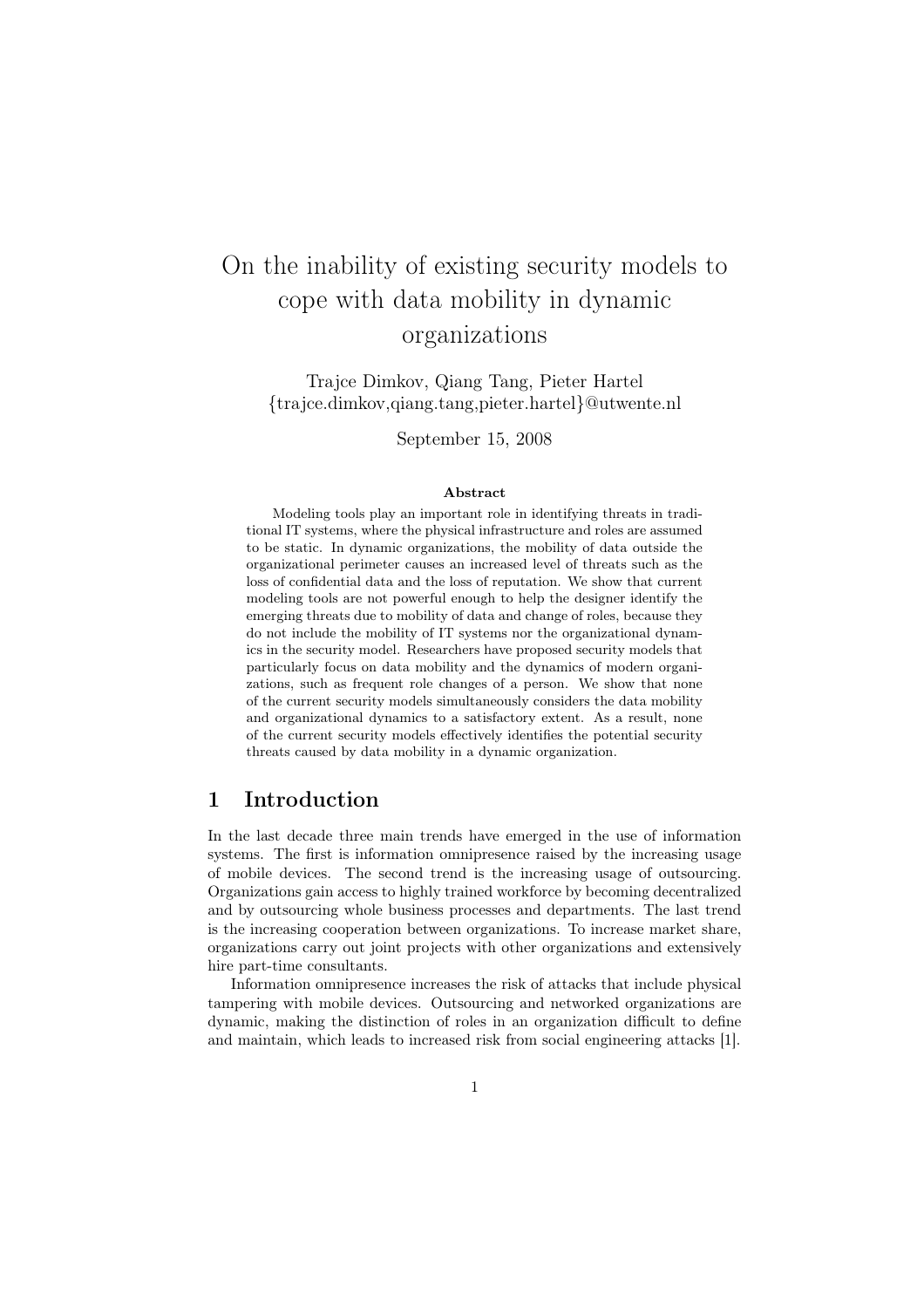# On the inability of existing security models to cope with data mobility in dynamic organizations

Trajce Dimkov, Qiang Tang, Pieter Hartel
{trajce.dimkov,qiang.tang,pieter.hartel}@utwente.nl

September 15, 2008

**Abstract**

Modeling tools play an important role in identifying threats in traditional IT systems, where the physical infrastructure and roles are assumed to be static. In dynamic organizations, the mobility of data outside the organizational perimeter causes an increased level of threats such as the loss of confidential data and the loss of reputation. We show that current modeling tools are not powerful enough to help the designer identify the emerging threats due to mobility of data and change of roles, because they do not include the mobility of IT systems nor the organizational dynamics in the security model. Researchers have proposed security models that particularly focus on data mobility and the dynamics of modern organizations, such as frequent role changes of a person. We show that none of the current security models simultaneously considers the data mobility and organizational dynamics to a satisfactory extent. As a result, none of the current security models effectively identifies the potential security threats caused by data mobility in a dynamic organization.

## 1 Introduction

In the last decade three main trends have emerged in the use of information systems. The first is information omnipresence raised by the increasing usage of mobile devices. The second trend is the increasing usage of outsourcing. Organizations gain access to highly trained workforce by becoming decentralized and by outsourcing whole business processes and departments. The last trend is the increasing cooperation between organizations. To increase market share, organizations carry out joint projects with other organizations and extensively hire part-time consultants.

Information omnipresence increases the risk of attacks that include physical tampering with mobile devices. Outsourcing and networked organizations are dynamic, making the distinction of roles in an organization difficult to define and maintain, which leads to increased risk from social engineering attacks [1].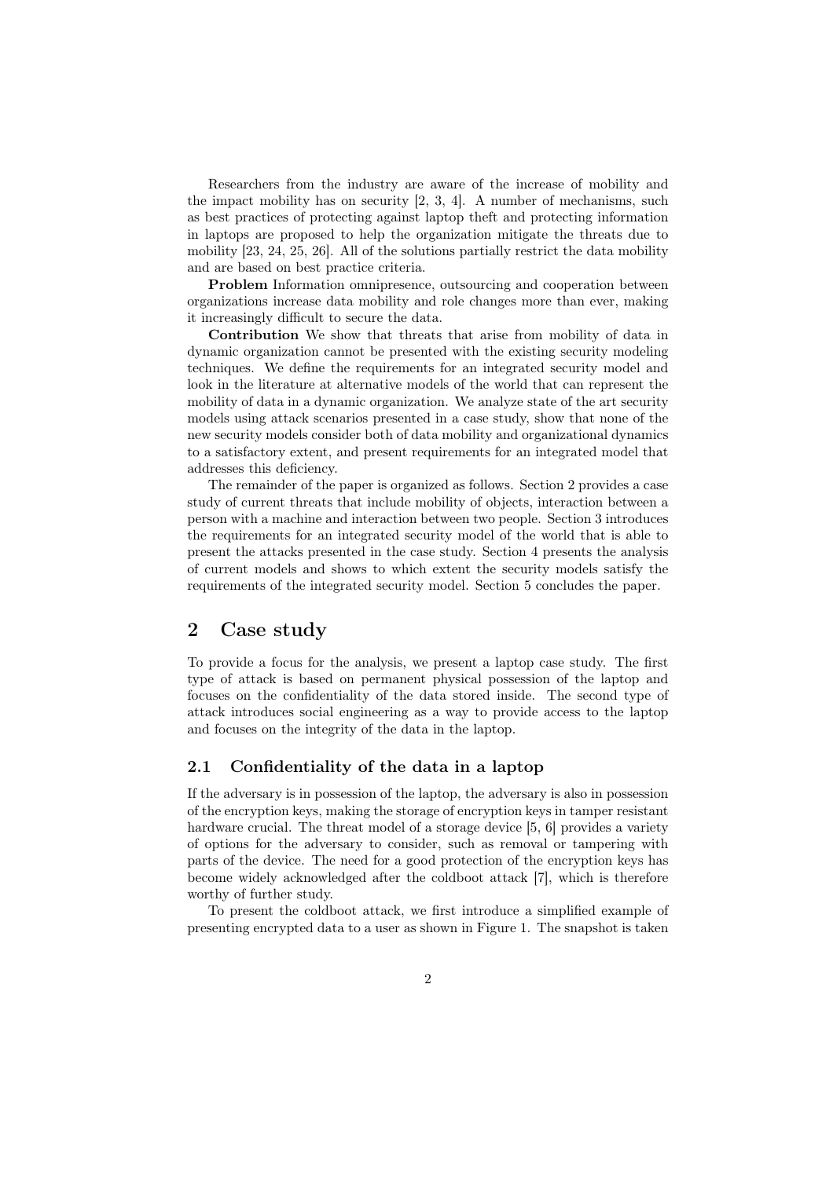Researchers from the industry are aware of the increase of mobility and the impact mobility has on security [2, 3, 4]. A number of mechanisms, such as best practices of protecting against laptop theft and protecting information in laptops are proposed to help the organization mitigate the threats due to mobility [23, 24, 25, 26]. All of the solutions partially restrict the data mobility and are based on best practice criteria.

**Problem** Information omnipresence, outsourcing and cooperation between organizations increase data mobility and role changes more than ever, making it increasingly difficult to secure the data.

**Contribution** We show that threats that arise from mobility of data in dynamic organization cannot be presented with the existing security modeling techniques. We define the requirements for an integrated security model and look in the literature at alternative models of the world that can represent the mobility of data in a dynamic organization. We analyze state of the art security models using attack scenarios presented in a case study, show that none of the new security models consider both of data mobility and organizational dynamics to a satisfactory extent, and present requirements for an integrated model that addresses this deficiency.

The remainder of the paper is organized as follows. Section 2 provides a case study of current threats that include mobility of objects, interaction between a person with a machine and interaction between two people. Section 3 introduces the requirements for an integrated security model of the world that is able to present the attacks presented in the case study. Section 4 presents the analysis of current models and shows to which extent the security models satisfy the requirements of the integrated security model. Section 5 concludes the paper.

## 2 Case study

To provide a focus for the analysis, we present a laptop case study. The first type of attack is based on permanent physical possession of the laptop and focuses on the confidentiality of the data stored inside. The second type of attack introduces social engineering as a way to provide access to the laptop and focuses on the integrity of the data in the laptop.

### 2.1 Confidentiality of the data in a laptop

If the adversary is in possession of the laptop, the adversary is also in possession of the encryption keys, making the storage of encryption keys in tamper resistant hardware crucial. The threat model of a storage device [5, 6] provides a variety of options for the adversary to consider, such as removal or tampering with parts of the device. The need for a good protection of the encryption keys has become widely acknowledged after the coldboot attack [7], which is therefore worthy of further study.

To present the coldboot attack, we first introduce a simplified example of presenting encrypted data to a user as shown in Figure 1. The snapshot is taken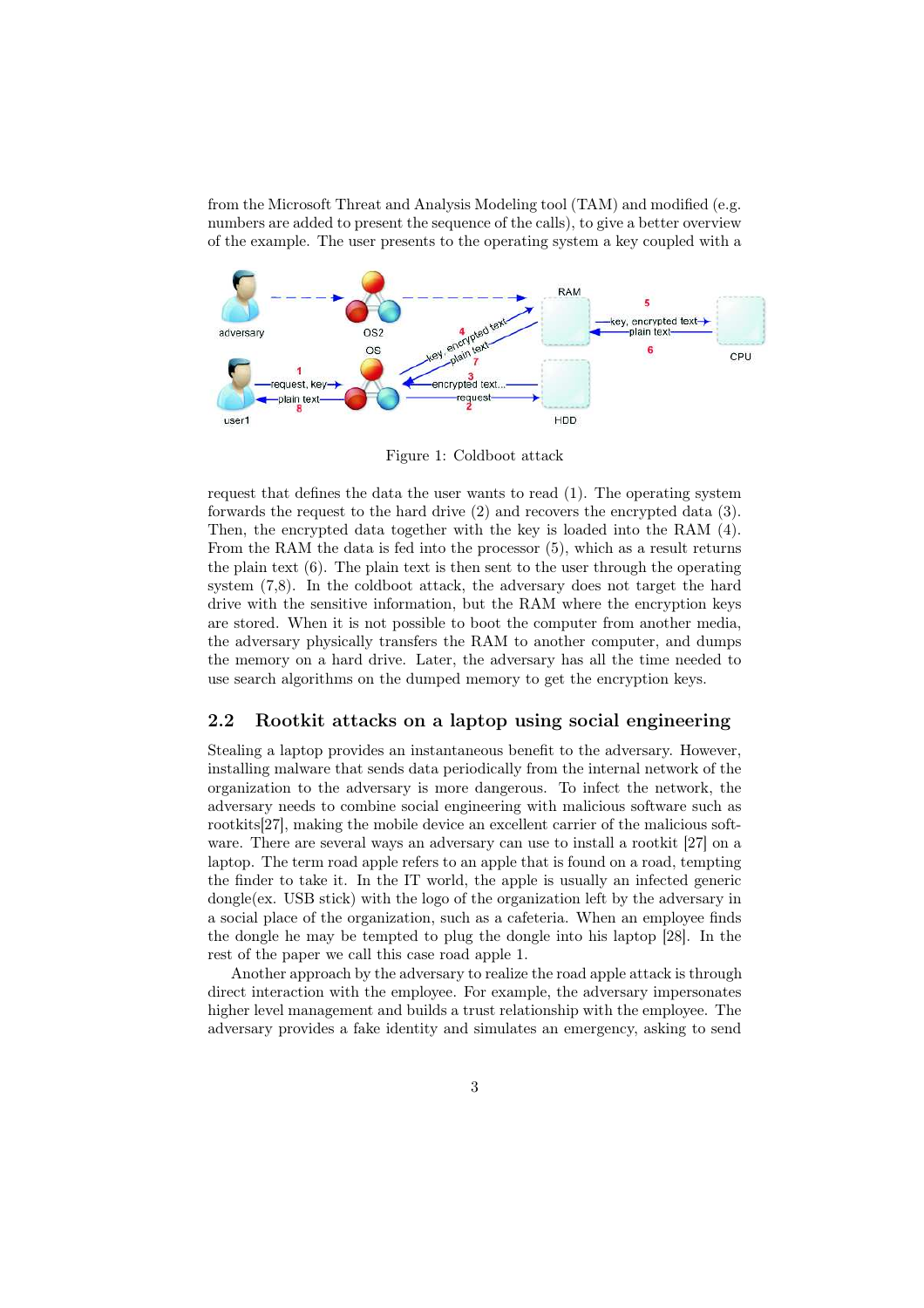from the Microsoft Threat and Analysis Modeling tool (TAM) and modified (e.g. numbers are added to present the sequence of the calls), to give a better overview of the example. The user presents to the operating system a key coupled with a

Figure 1: Coldboot attack

request that defines the data the user wants to read (1). The operating system forwards the request to the hard drive (2) and recovers the encrypted data (3). Then, the encrypted data together with the key is loaded into the RAM (4). From the RAM the data is fed into the processor (5), which as a result returns the plain text (6). The plain text is then sent to the user through the operating system (7,8). In the coldboot attack, the adversary does not target the hard drive with the sensitive information, but the RAM where the encryption keys are stored. When it is not possible to boot the computer from another media, the adversary physically transfers the RAM to another computer, and dumps the memory on a hard drive. Later, the adversary has all the time needed to use search algorithms on the dumped memory to get the encryption keys.

## 2.2 Rootkit attacks on a laptop using social engineering

Stealing a laptop provides an instantaneous benefit to the adversary. However, installing malware that sends data periodically from the internal network of the organization to the adversary is more dangerous. To infect the network, the adversary needs to combine social engineering with malicious software such as rootkits[27], making the mobile device an excellent carrier of the malicious software. There are several ways an adversary can use to install a rootkit [27] on a laptop. The term road apple refers to an apple that is found on a road, tempting the finder to take it. In the IT world, the apple is usually an infected generic dongle(ex. USB stick) with the logo of the organization left by the adversary in a social place of the organization, such as a cafeteria. When an employee finds the dongle he may be tempted to plug the dongle into his laptop [28]. In the rest of the paper we call this case road apple 1.

Another approach by the adversary to realize the road apple attack is through direct interaction with the employee. For example, the adversary impersonates higher level management and builds a trust relationship with the employee. The adversary provides a fake identity and simulates an emergency, asking to send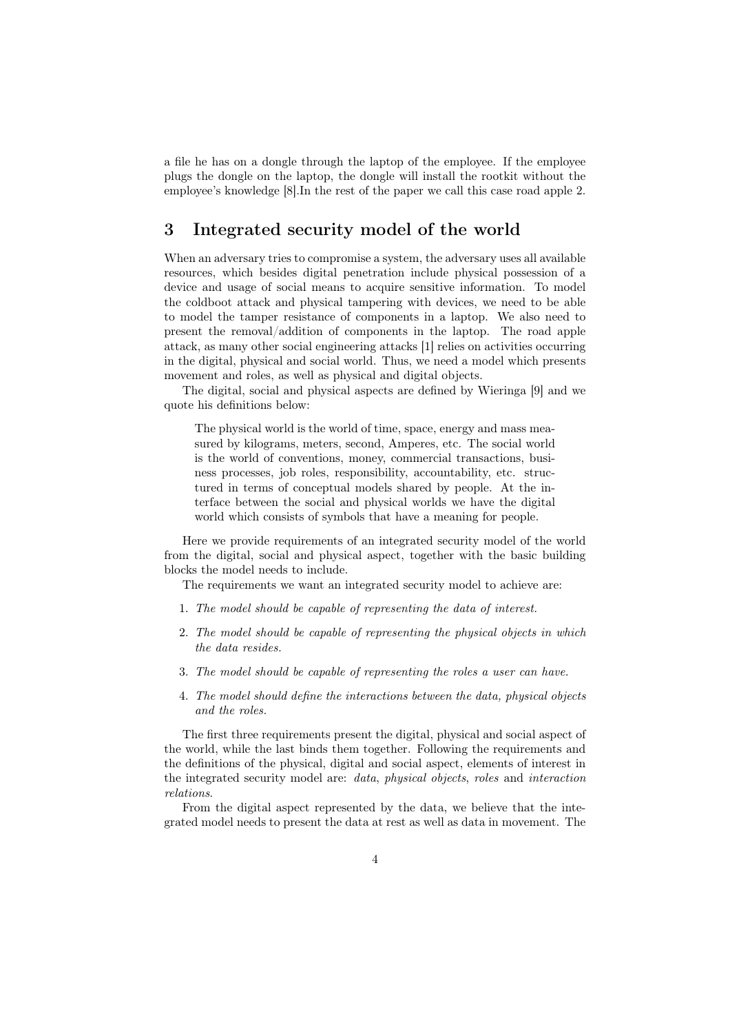a file he has on a dongle through the laptop of the employee. If the employee plugs the dongle on the laptop, the dongle will install the rootkit without the employee's knowledge [8].In the rest of the paper we call this case road apple 2.

## 3 Integrated security model of the world

When an adversary tries to compromise a system, the adversary uses all available resources, which besides digital penetration include physical possession of a device and usage of social means to acquire sensitive information. To model the coldboot attack and physical tampering with devices, we need to be able to model the tamper resistance of components in a laptop. We also need to present the removal/addition of components in the laptop. The road apple attack, as many other social engineering attacks [1] relies on activities occurring in the digital, physical and social world. Thus, we need a model which presents movement and roles, as well as physical and digital objects.

The digital, social and physical aspects are defined by Wieringa [9] and we quote his definitions below:

> The physical world is the world of time, space, energy and mass measured by kilograms, meters, second, Amperes, etc. The social world is the world of conventions, money, commercial transactions, business processes, job roles, responsibility, accountability, etc. structured in terms of conceptual models shared by people. At the interface between the social and physical worlds we have the digital world which consists of symbols that have a meaning for people.

Here we provide requirements of an integrated security model of the world from the digital, social and physical aspect, together with the basic building blocks the model needs to include.

The requirements we want an integrated security model to achieve are:

1. *The model should be capable of representing the data of interest.*
2. *The model should be capable of representing the physical objects in which the data resides.*
3. *The model should be capable of representing the roles a user can have.*
4. *The model should define the interactions between the data, physical objects and the roles.*

The first three requirements present the digital, physical and social aspect of the world, while the last binds them together. Following the requirements and the definitions of the physical, digital and social aspect, elements of interest in the integrated security model are: *data*, *physical objects*, *roles* and *interaction relations*.

From the digital aspect represented by the data, we believe that the integrated model needs to present the data at rest as well as data in movement. The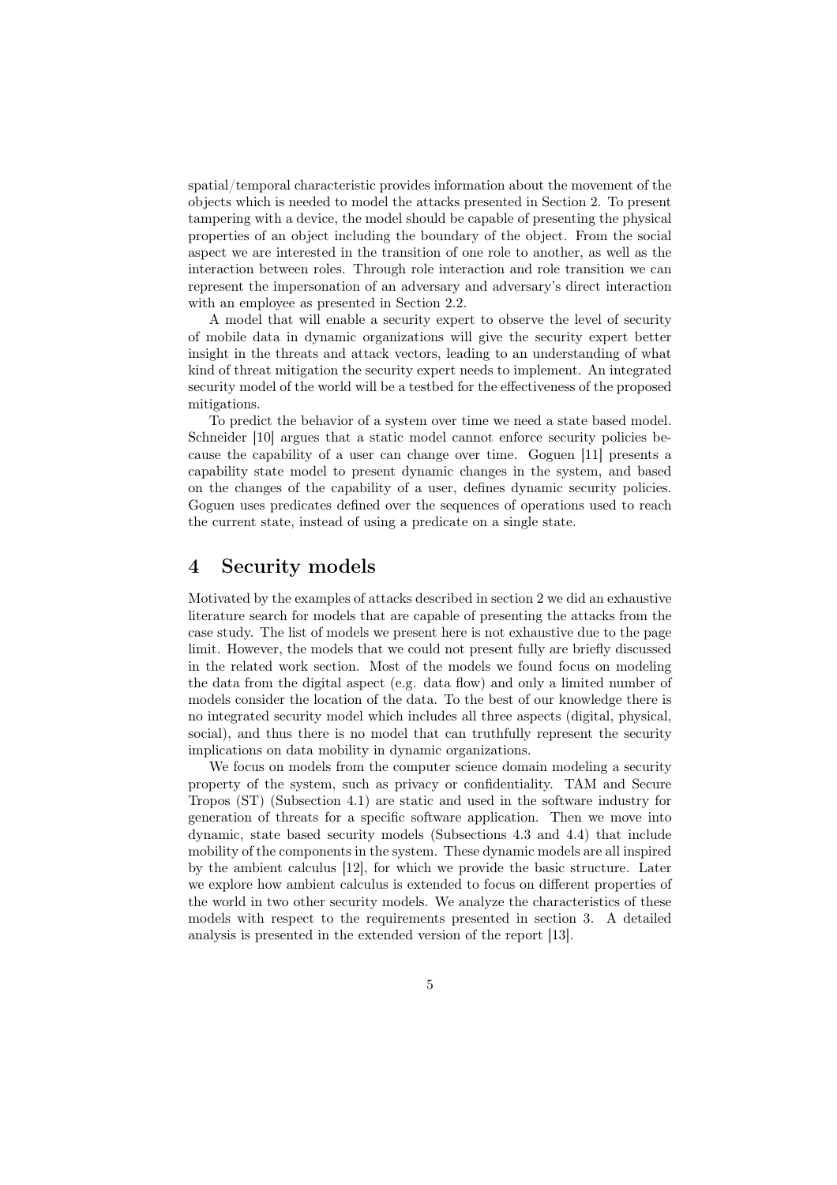spatial/temporal characteristic provides information about the movement of the objects which is needed to model the attacks presented in Section 2. To present tampering with a device, the model should be capable of presenting the physical properties of an object including the boundary of the object. From the social aspect we are interested in the transition of one role to another, as well as the interaction between roles. Through role interaction and role transition we can represent the impersonation of an adversary and adversary's direct interaction with an employee as presented in Section 2.2.

A model that will enable a security expert to observe the level of security of mobile data in dynamic organizations will give the security expert better insight in the threats and attack vectors, leading to an understanding of what kind of threat mitigation the security expert needs to implement. An integrated security model of the world will be a testbed for the effectiveness of the proposed mitigations.

To predict the behavior of a system over time we need a state based model. Schneider [10] argues that a static model cannot enforce security policies because the capability of a user can change over time. Goguen [11] presents a capability state model to present dynamic changes in the system, and based on the changes of the capability of a user, defines dynamic security policies. Goguen uses predicates defined over the sequences of operations used to reach the current state, instead of using a predicate on a single state.

# 4 Security models

Motivated by the examples of attacks described in section 2 we did an exhaustive literature search for models that are capable of presenting the attacks from the case study. The list of models we present here is not exhaustive due to the page limit. However, the models that we could not present fully are briefly discussed in the related work section. Most of the models we found focus on modeling the data from the digital aspect (e.g. data flow) and only a limited number of models consider the location of the data. To the best of our knowledge there is no integrated security model which includes all three aspects (digital, physical, social), and thus there is no model that can truthfully represent the security implications on data mobility in dynamic organizations.

We focus on models from the computer science domain modeling a security property of the system, such as privacy or confidentiality. TAM and Secure Tropos (ST) (Subsection 4.1) are static and used in the software industry for generation of threats for a specific software application. Then we move into dynamic, state based security models (Subsections 4.3 and 4.4) that include mobility of the components in the system. These dynamic models are all inspired by the ambient calculus [12], for which we provide the basic structure. Later we explore how ambient calculus is extended to focus on different properties of the world in two other security models. We analyze the characteristics of these models with respect to the requirements presented in section 3. A detailed analysis is presented in the extended version of the report [13].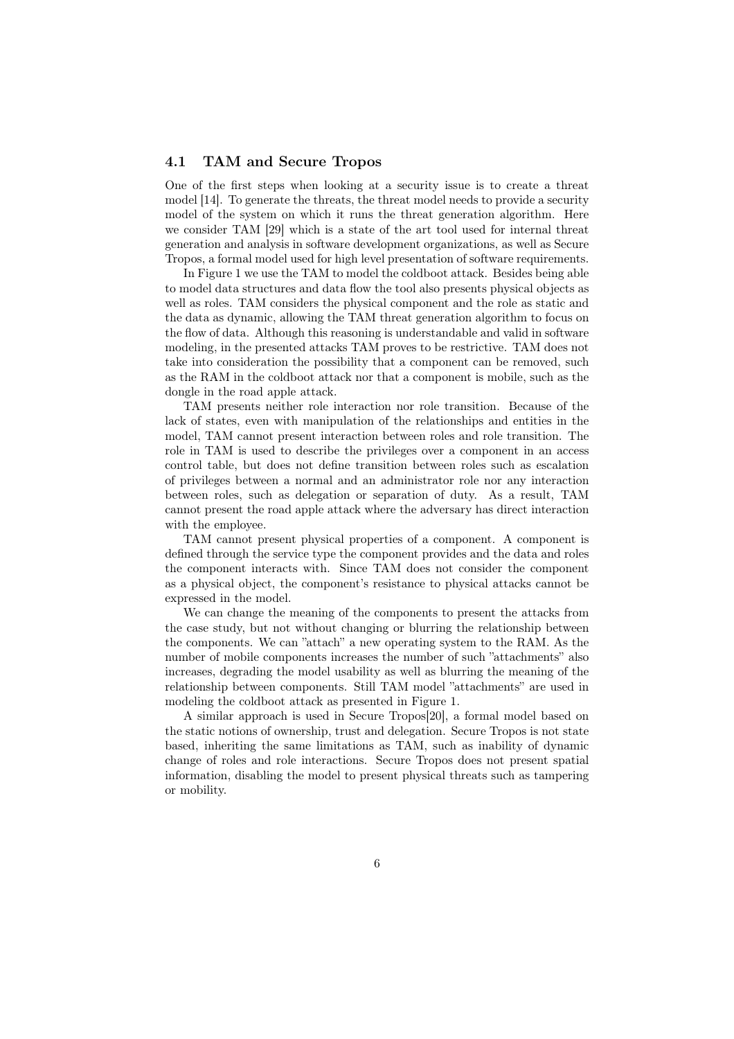### 4.1 TAM and Secure Tropos

One of the first steps when looking at a security issue is to create a threat model [14]. To generate the threats, the threat model needs to provide a security model of the system on which it runs the threat generation algorithm. Here we consider TAM [29] which is a state of the art tool used for internal threat generation and analysis in software development organizations, as well as Secure Tropos, a formal model used for high level presentation of software requirements.

In Figure 1 we use the TAM to model the coldboot attack. Besides being able to model data structures and data flow the tool also presents physical objects as well as roles. TAM considers the physical component and the role as static and the data as dynamic, allowing the TAM threat generation algorithm to focus on the flow of data. Although this reasoning is understandable and valid in software modeling, in the presented attacks TAM proves to be restrictive. TAM does not take into consideration the possibility that a component can be removed, such as the RAM in the coldboot attack nor that a component is mobile, such as the dongle in the road apple attack.

TAM presents neither role interaction nor role transition. Because of the lack of states, even with manipulation of the relationships and entities in the model, TAM cannot present interaction between roles and role transition. The role in TAM is used to describe the privileges over a component in an access control table, but does not define transition between roles such as escalation of privileges between a normal and an administrator role nor any interaction between roles, such as delegation or separation of duty. As a result, TAM cannot present the road apple attack where the adversary has direct interaction with the employee.

TAM cannot present physical properties of a component. A component is defined through the service type the component provides and the data and roles the component interacts with. Since TAM does not consider the component as a physical object, the component's resistance to physical attacks cannot be expressed in the model.

We can change the meaning of the components to present the attacks from the case study, but not without changing or blurring the relationship between the components. We can "attach" a new operating system to the RAM. As the number of mobile components increases the number of such "attachments" also increases, degrading the model usability as well as blurring the meaning of the relationship between components. Still TAM model "attachments" are used in modeling the coldboot attack as presented in Figure 1.

A similar approach is used in Secure Tropos[20], a formal model based on the static notions of ownership, trust and delegation. Secure Tropos is not state based, inheriting the same limitations as TAM, such as inability of dynamic change of roles and role interactions. Secure Tropos does not present spatial information, disabling the model to present physical threats such as tampering or mobility.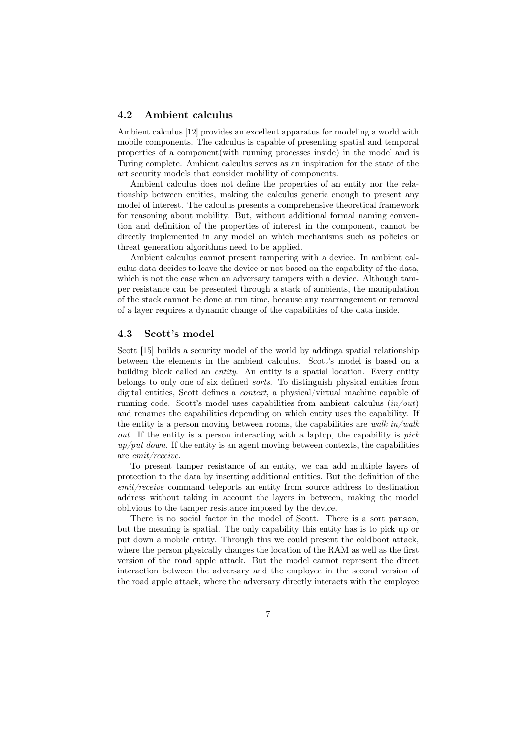### 4.2 Ambient calculus

Ambient calculus [12] provides an excellent apparatus for modeling a world with mobile components. The calculus is capable of presenting spatial and temporal properties of a component(with running processes inside) in the model and is Turing complete. Ambient calculus serves as an inspiration for the state of the art security models that consider mobility of components.

Ambient calculus does not define the properties of an entity nor the relationship between entities, making the calculus generic enough to present any model of interest. The calculus presents a comprehensive theoretical framework for reasoning about mobility. But, without additional formal naming convention and definition of the properties of interest in the component, cannot be directly implemented in any model on which mechanisms such as policies or threat generation algorithms need to be applied.

Ambient calculus cannot present tampering with a device. In ambient calculus data decides to leave the device or not based on the capability of the data, which is not the case when an adversary tampers with a device. Although tamper resistance can be presented through a stack of ambients, the manipulation of the stack cannot be done at run time, because any rearrangement or removal of a layer requires a dynamic change of the capabilities of the data inside.

### 4.3 Scott's model

Scott [15] builds a security model of the world by addinga spatial relationship between the elements in the ambient calculus. Scott's model is based on a building block called an *entity*. An entity is a spatial location. Every entity belongs to only one of six defined *sorts*. To distinguish physical entities from digital entities, Scott defines a *context*, a physical/virtual machine capable of running code. Scott's model uses capabilities from ambient calculus (*in/out*) and renames the capabilities depending on which entity uses the capability. If the entity is a person moving between rooms, the capabilities are *walk in/walk out*. If the entity is a person interacting with a laptop, the capability is *pick up/put down*. If the entity is an agent moving between contexts, the capabilities are *emit/receive*.

To present tamper resistance of an entity, we can add multiple layers of protection to the data by inserting additional entities. But the definition of the *emit/receive* command teleports an entity from source address to destination address without taking in account the layers in between, making the model oblivious to the tamper resistance imposed by the device.

There is no social factor in the model of Scott. There is a sort `person`, but the meaning is spatial. The only capability this entity has is to pick up or put down a mobile entity. Through this we could present the coldboot attack, where the person physically changes the location of the RAM as well as the first version of the road apple attack. But the model cannot represent the direct interaction between the adversary and the employee in the second version of the road apple attack, where the adversary directly interacts with the employee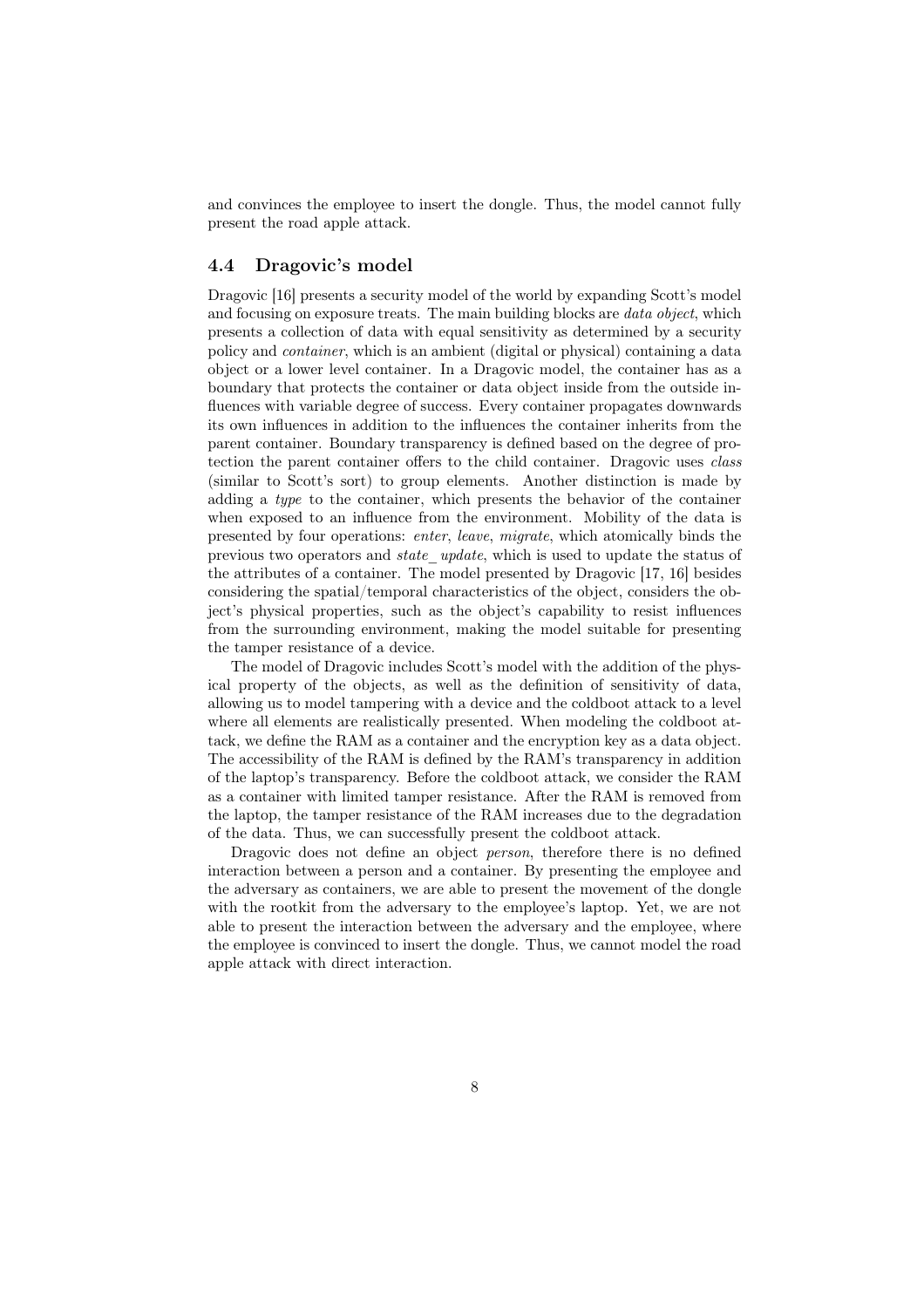and convinces the employee to insert the dongle. Thus, the model cannot fully present the road apple attack.

### 4.4 Dragovic's model

Dragovic [16] presents a security model of the world by expanding Scott's model and focusing on exposure treats. The main building blocks are *data object*, which presents a collection of data with equal sensitivity as determined by a security policy and *container*, which is an ambient (digital or physical) containing a data object or a lower level container. In a Dragovic model, the container has as a boundary that protects the container or data object inside from the outside influences with variable degree of success. Every container propagates downwards its own influences in addition to the influences the container inherits from the parent container. Boundary transparency is defined based on the degree of protection the parent container offers to the child container. Dragovic uses *class* (similar to Scott's sort) to group elements. Another distinction is made by adding a *type* to the container, which presents the behavior of the container when exposed to an influence from the environment. Mobility of the data is presented by four operations: *enter*, *leave*, *migrate*, which atomically binds the previous two operators and *state_update*, which is used to update the status of the attributes of a container. The model presented by Dragovic [17, 16] besides considering the spatial/temporal characteristics of the object, considers the object's physical properties, such as the object's capability to resist influences from the surrounding environment, making the model suitable for presenting the tamper resistance of a device.

The model of Dragovic includes Scott's model with the addition of the physical property of the objects, as well as the definition of sensitivity of data, allowing us to model tampering with a device and the coldboot attack to a level where all elements are realistically presented. When modeling the coldboot attack, we define the RAM as a container and the encryption key as a data object. The accessibility of the RAM is defined by the RAM's transparency in addition of the laptop's transparency. Before the coldboot attack, we consider the RAM as a container with limited tamper resistance. After the RAM is removed from the laptop, the tamper resistance of the RAM increases due to the degradation of the data. Thus, we can successfully present the coldboot attack.

Dragovic does not define an object *person*, therefore there is no defined interaction between a person and a container. By presenting the employee and the adversary as containers, we are able to present the movement of the dongle with the rootkit from the adversary to the employee's laptop. Yet, we are not able to present the interaction between the adversary and the employee, where the employee is convinced to insert the dongle. Thus, we cannot model the road apple attack with direct interaction.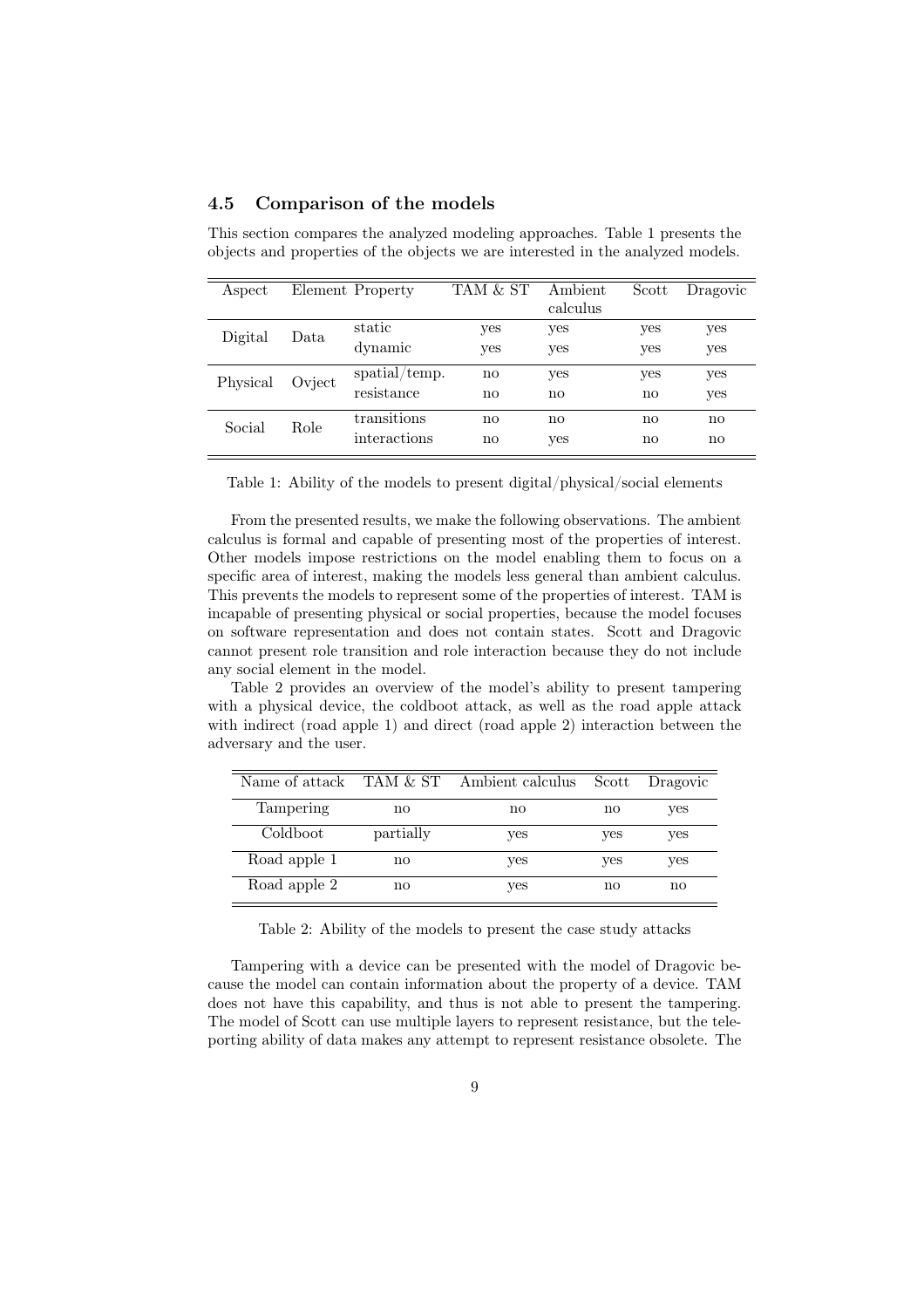### 4.5 Comparison of the models

This section compares the analyzed modeling approaches. Table 1 presents the objects and properties of the objects we are interested in the analyzed models.

| Aspect | Element | Property | TAM & ST | Ambient calculus | Scott | Dragovic |
|---|---|---|---|---|---|---|
| Digital | Data | static | yes | yes | yes | yes |
| | | dynamic | yes | yes | yes | yes |
| Physical | Ovject | spatial/temp. | no | yes | yes | yes |
| | | resistance | no | no | no | yes |
| Social | Role | transitions | no | no | no | no |
| | | interactions | no | yes | no | no |

Table 1: Ability of the models to present digital/physical/social elements

From the presented results, we make the following observations. The ambient calculus is formal and capable of presenting most of the properties of interest. Other models impose restrictions on the model enabling them to focus on a specific area of interest, making the models less general than ambient calculus. This prevents the models to represent some of the properties of interest. TAM is incapable of presenting physical or social properties, because the model focuses on software representation and does not contain states. Scott and Dragovic cannot present role transition and role interaction because they do not include any social element in the model.

Table 2 provides an overview of the model's ability to present tampering with a physical device, the coldboot attack, as well as the road apple attack with indirect (road apple 1) and direct (road apple 2) interaction between the adversary and the user.

| Name of attack | TAM & ST | Ambient calculus | Scott | Dragovic |
|---|---|---|---|---|
| Tampering | no | no | no | yes |
| Coldboot | partially | yes | yes | yes |
| Road apple 1 | no | yes | yes | yes |
| Road apple 2 | no | yes | no | no |

Table 2: Ability of the models to present the case study attacks

Tampering with a device can be presented with the model of Dragovic because the model can contain information about the property of a device. TAM does not have this capability, and thus is not able to present the tampering. The model of Scott can use multiple layers to represent resistance, but the teleporting ability of data makes any attempt to represent resistance obsolete. The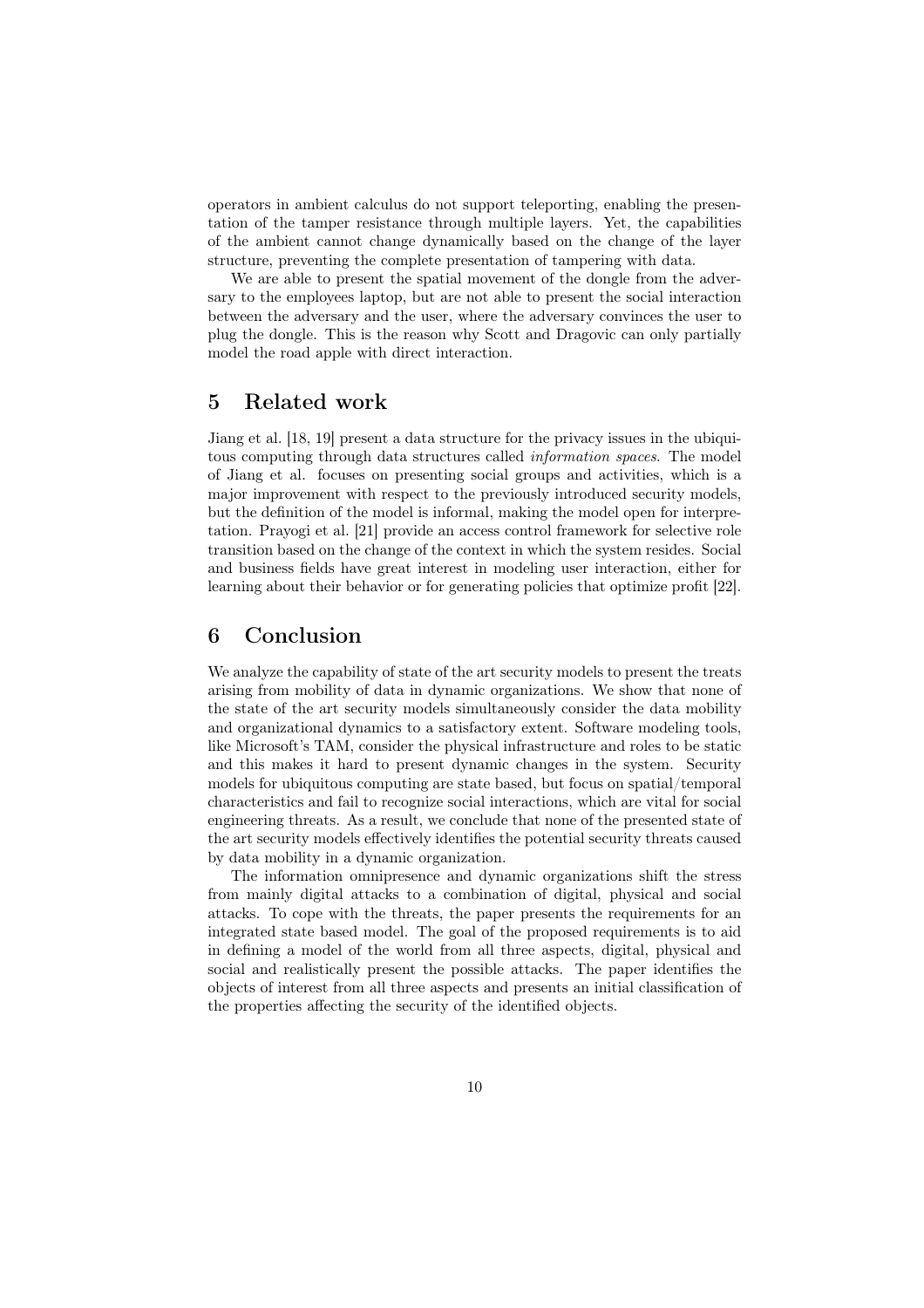operators in ambient calculus do not support teleporting, enabling the presentation of the tamper resistance through multiple layers. Yet, the capabilities of the ambient cannot change dynamically based on the change of the layer structure, preventing the complete presentation of tampering with data.

We are able to present the spatial movement of the dongle from the adversary to the employees laptop, but are not able to present the social interaction between the adversary and the user, where the adversary convinces the user to plug the dongle. This is the reason why Scott and Dragovic can only partially model the road apple with direct interaction.

## 5 Related work

Jiang et al. [18, 19] present a data structure for the privacy issues in the ubiquitous computing through data structures called *information spaces*. The model of Jiang et al. focuses on presenting social groups and activities, which is a major improvement with respect to the previously introduced security models, but the definition of the model is informal, making the model open for interpretation. Prayogi et al. [21] provide an access control framework for selective role transition based on the change of the context in which the system resides. Social and business fields have great interest in modeling user interaction, either for learning about their behavior or for generating policies that optimize profit [22].

## 6 Conclusion

We analyze the capability of state of the art security models to present the treats arising from mobility of data in dynamic organizations. We show that none of the state of the art security models simultaneously consider the data mobility and organizational dynamics to a satisfactory extent. Software modeling tools, like Microsoft's TAM, consider the physical infrastructure and roles to be static and this makes it hard to present dynamic changes in the system. Security models for ubiquitous computing are state based, but focus on spatial/temporal characteristics and fail to recognize social interactions, which are vital for social engineering threats. As a result, we conclude that none of the presented state of the art security models effectively identifies the potential security threats caused by data mobility in a dynamic organization.

The information omnipresence and dynamic organizations shift the stress from mainly digital attacks to a combination of digital, physical and social attacks. To cope with the threats, the paper presents the requirements for an integrated state based model. The goal of the proposed requirements is to aid in defining a model of the world from all three aspects, digital, physical and social and realistically present the possible attacks. The paper identifies the objects of interest from all three aspects and presents an initial classification of the properties affecting the security of the identified objects.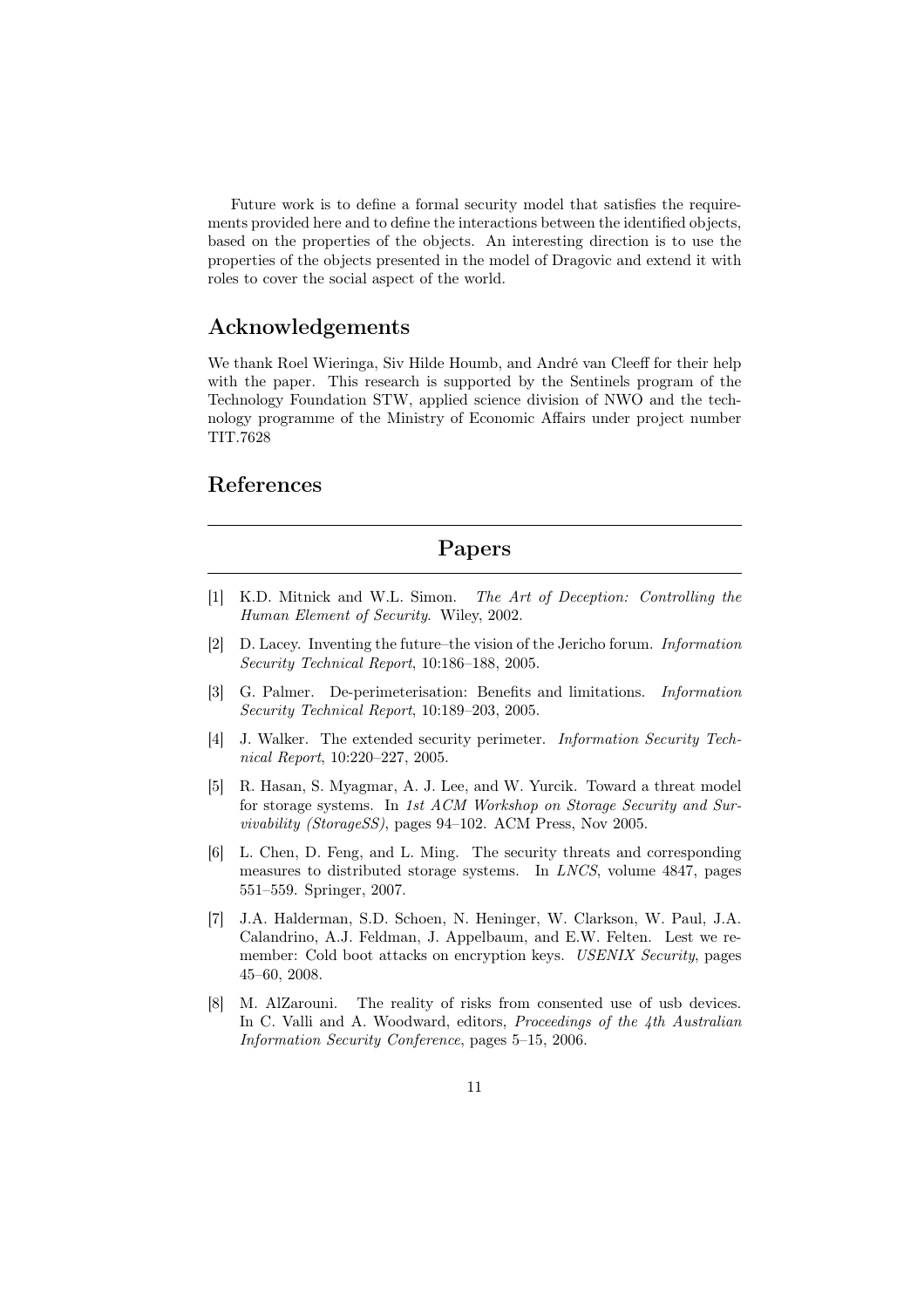Future work is to define a formal security model that satisfies the requirements provided here and to define the interactions between the identified objects, based on the properties of the objects. An interesting direction is to use the properties of the objects presented in the model of Dragovic and extend it with roles to cover the social aspect of the world.

## Acknowledgements

We thank Roel Wieringa, Siv Hilde Houmb, and André van Cleeff for their help with the paper. This research is supported by the Sentinels program of the Technology Foundation STW, applied science division of NWO and the technology programme of the Ministry of Economic Affairs under project number TIT.7628

## References

### Papers

[1] K.D. Mitnick and W.L. Simon. *The Art of Deception: Controlling the Human Element of Security*. Wiley, 2002.

[2] D. Lacey. Inventing the future–the vision of the Jericho forum. *Information Security Technical Report*, 10:186–188, 2005.

[3] G. Palmer. De-perimeterisation: Benefits and limitations. *Information Security Technical Report*, 10:189–203, 2005.

[4] J. Walker. The extended security perimeter. *Information Security Technical Report*, 10:220–227, 2005.

[5] R. Hasan, S. Myagmar, A. J. Lee, and W. Yurcik. Toward a threat model for storage systems. In *1st ACM Workshop on Storage Security and Survivability (StorageSS)*, pages 94–102. ACM Press, Nov 2005.

[6] L. Chen, D. Feng, and L. Ming. The security threats and corresponding measures to distributed storage systems. In *LNCS*, volume 4847, pages 551–559. Springer, 2007.

[7] J.A. Halderman, S.D. Schoen, N. Heninger, W. Clarkson, W. Paul, J.A. Calandrino, A.J. Feldman, J. Appelbaum, and E.W. Felten. Lest we remember: Cold boot attacks on encryption keys. *USENIX Security*, pages 45–60, 2008.

[8] M. AlZarouni. The reality of risks from consented use of usb devices. In C. Valli and A. Woodward, editors, *Proceedings of the 4th Australian Information Security Conference*, pages 5–15, 2006.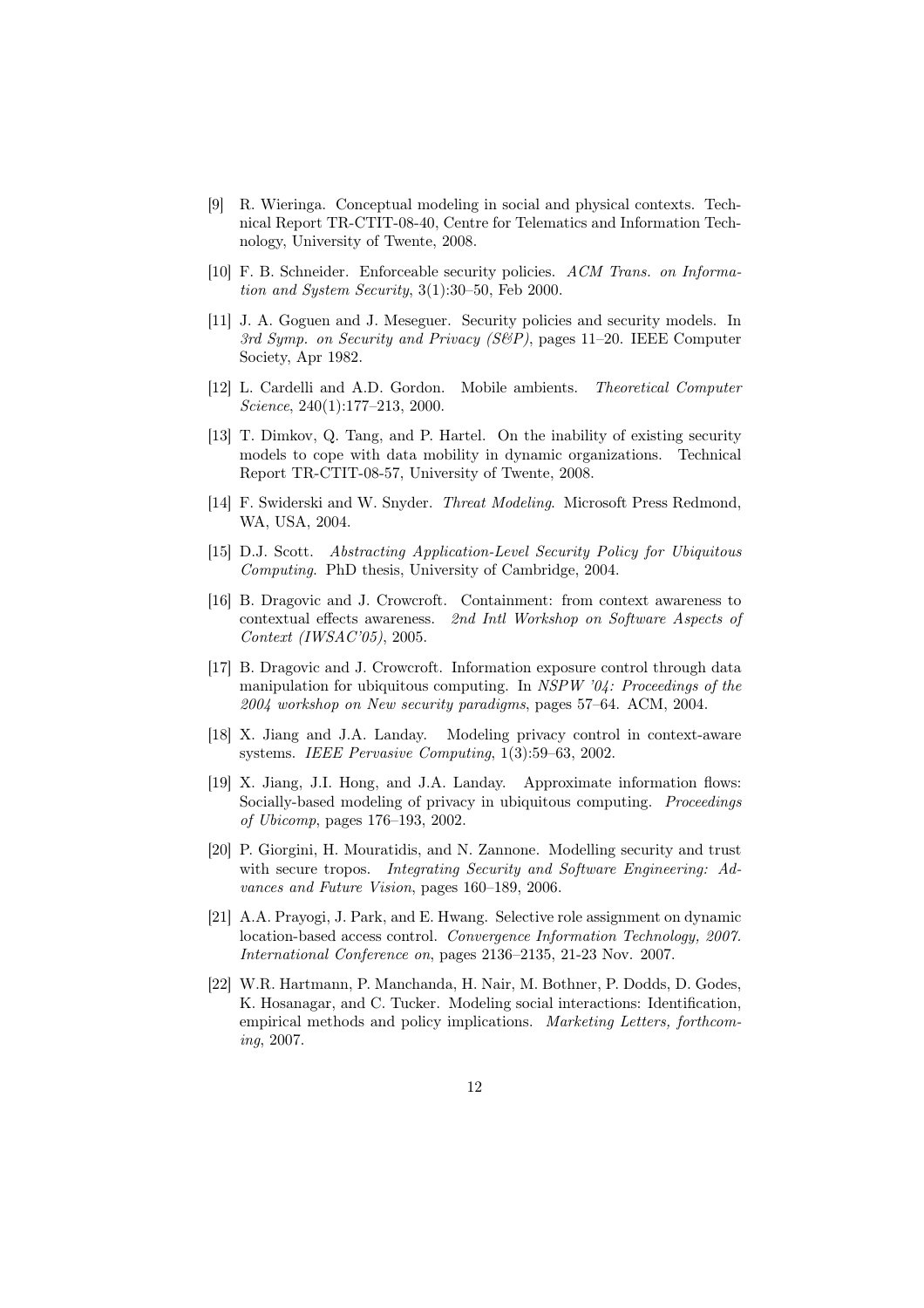[9] R. Wieringa. Conceptual modeling in social and physical contexts. Technical Report TR-CTIT-08-40, Centre for Telematics and Information Technology, University of Twente, 2008.

[10] F. B. Schneider. Enforceable security policies. *ACM Trans. on Information and System Security*, 3(1):30–50, Feb 2000.

[11] J. A. Goguen and J. Meseguer. Security policies and security models. In *3rd Symp. on Security and Privacy (S&P)*, pages 11–20. IEEE Computer Society, Apr 1982.

[12] L. Cardelli and A.D. Gordon. Mobile ambients. *Theoretical Computer Science*, 240(1):177–213, 2000.

[13] T. Dimkov, Q. Tang, and P. Hartel. On the inability of existing security models to cope with data mobility in dynamic organizations. Technical Report TR-CTIT-08-57, University of Twente, 2008.

[14] F. Swiderski and W. Snyder. *Threat Modeling*. Microsoft Press Redmond, WA, USA, 2004.

[15] D.J. Scott. *Abstracting Application-Level Security Policy for Ubiquitous Computing*. PhD thesis, University of Cambridge, 2004.

[16] B. Dragovic and J. Crowcroft. Containment: from context awareness to contextual effects awareness. *2nd Intl Workshop on Software Aspects of Context (IWSAC'05)*, 2005.

[17] B. Dragovic and J. Crowcroft. Information exposure control through data manipulation for ubiquitous computing. In *NSPW '04: Proceedings of the 2004 workshop on New security paradigms*, pages 57–64. ACM, 2004.

[18] X. Jiang and J.A. Landay. Modeling privacy control in context-aware systems. *IEEE Pervasive Computing*, 1(3):59–63, 2002.

[19] X. Jiang, J.I. Hong, and J.A. Landay. Approximate information flows: Socially-based modeling of privacy in ubiquitous computing. *Proceedings of Ubicomp*, pages 176–193, 2002.

[20] P. Giorgini, H. Mouratidis, and N. Zannone. Modelling security and trust with secure tropos. *Integrating Security and Software Engineering: Advances and Future Vision*, pages 160–189, 2006.

[21] A.A. Prayogi, J. Park, and E. Hwang. Selective role assignment on dynamic location-based access control. *Convergence Information Technology, 2007. International Conference on*, pages 2136–2135, 21-23 Nov. 2007.

[22] W.R. Hartmann, P. Manchanda, H. Nair, M. Bothner, P. Dodds, D. Godes, K. Hosanagar, and C. Tucker. Modeling social interactions: Identification, empirical methods and policy implications. *Marketing Letters, forthcoming*, 2007.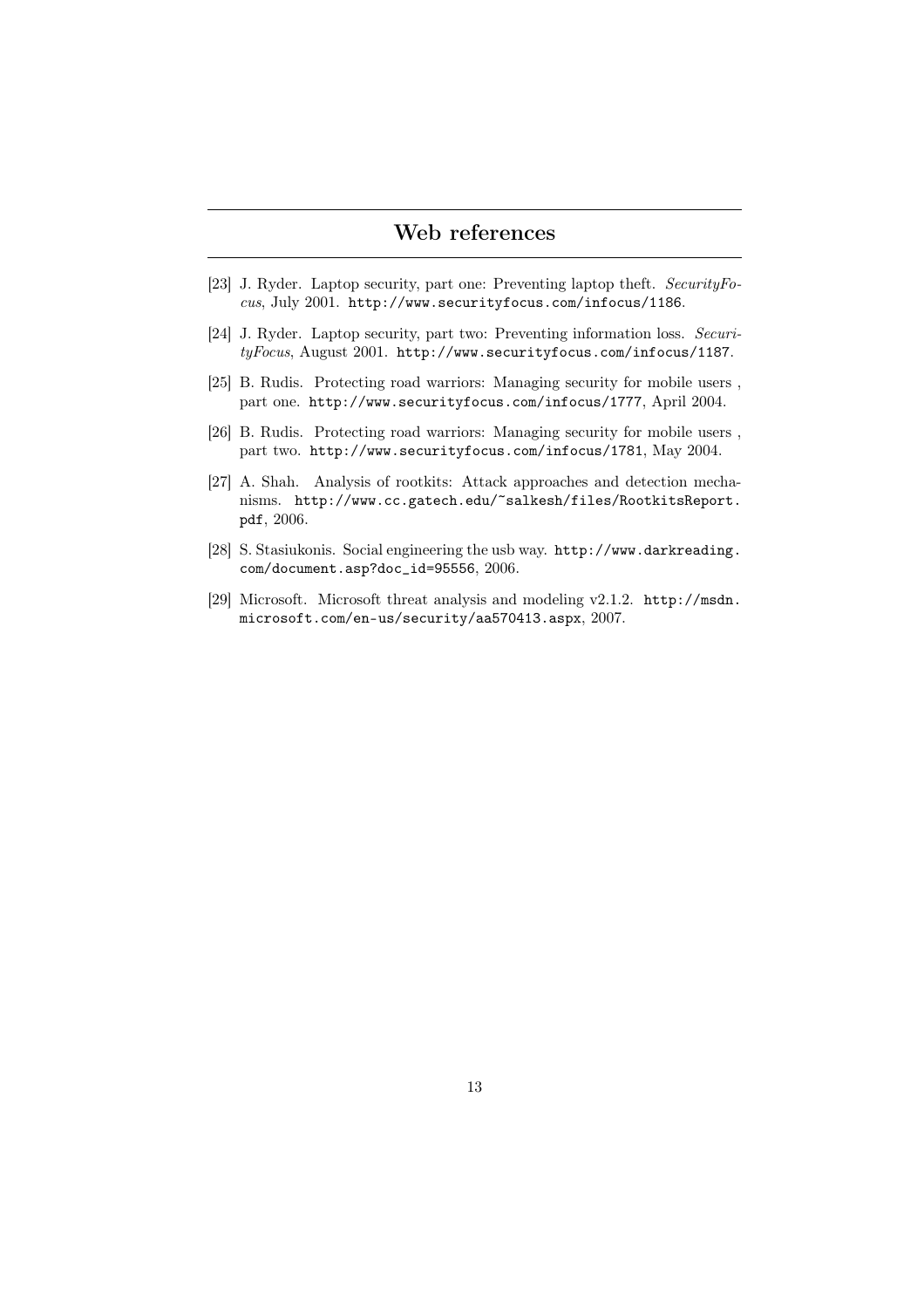# Web references

[23] J. Ryder. Laptop security, part one: Preventing laptop theft. *SecurityFocus*, July 2001. http://www.securityfocus.com/infocus/1186.

[24] J. Ryder. Laptop security, part two: Preventing information loss. *SecurityFocus*, August 2001. http://www.securityfocus.com/infocus/1187.

[25] B. Rudis. Protecting road warriors: Managing security for mobile users , part one. http://www.securityfocus.com/infocus/1777, April 2004.

[26] B. Rudis. Protecting road warriors: Managing security for mobile users , part two. http://www.securityfocus.com/infocus/1781, May 2004.

[27] A. Shah. Analysis of rootkits: Attack approaches and detection mechanisms. http://www.cc.gatech.edu/~salkesh/files/RootkitsReport.pdf, 2006.

[28] S. Stasiukonis. Social engineering the usb way. http://www.darkreading.com/document.asp?doc_id=95556, 2006.

[29] Microsoft. Microsoft threat analysis and modeling v2.1.2. http://msdn.microsoft.com/en-us/security/aa570413.aspx, 2007.